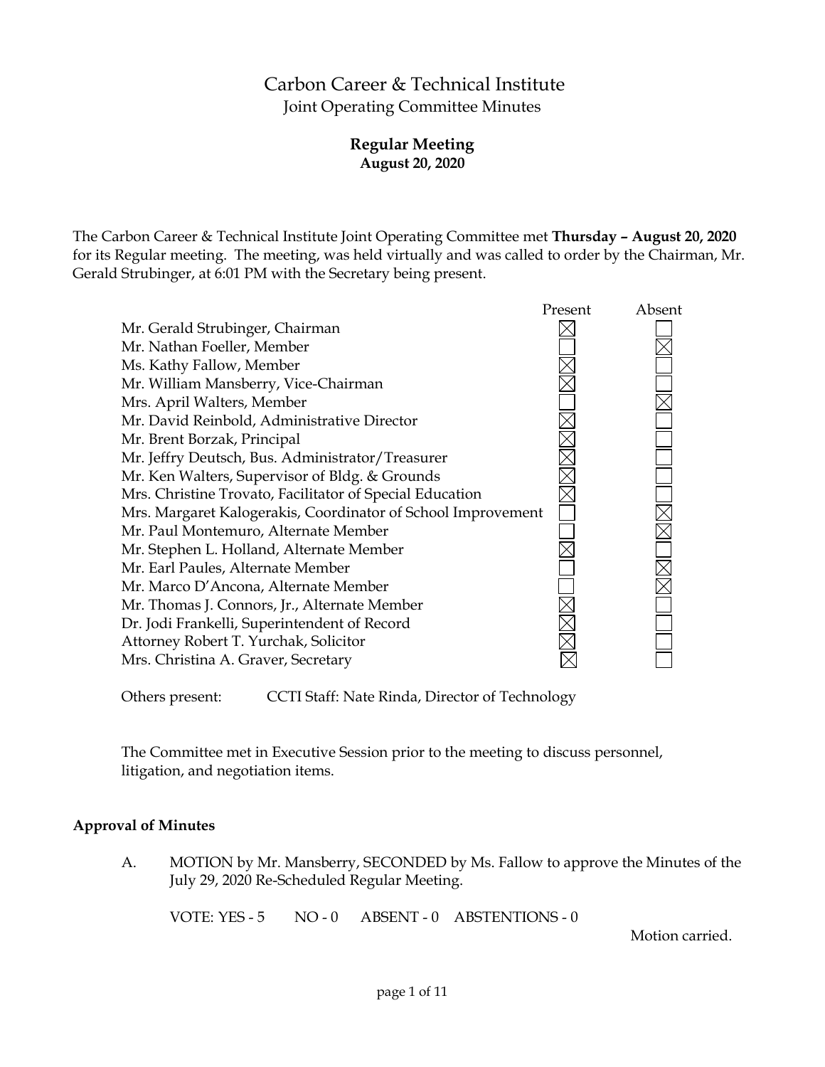# Carbon Career & Technical Institute

Joint Operating Committee Minutes

## Regular Meeting

**August 20, 2020**

The Carbon Career & Technical Institute Joint Operating Committee met **Thursday – August 20, 2020** for its Regular meeting. The meeting, was held virtually and was called to order by the Chairman, Mr. Gerald Strubinger, at 6:01 PM with the Secretary being present.

| | Present | Absent |
|---|---|---|
| Mr. Gerald Strubinger, Chairman | ☒ | ☐ |
| Mr. Nathan Foeller, Member | ☐ | ☒ |
| Ms. Kathy Fallow, Member | ☒ | ☐ |
| Mr. William Mansberry, Vice-Chairman | ☒ | ☐ |
| Mrs. April Walters, Member | ☐ | ☒ |
| Mr. David Reinbold, Administrative Director | ☒ | ☐ |
| Mr. Brent Borzak, Principal | ☒ | ☐ |
| Mr. Jeffry Deutsch, Bus. Administrator/Treasurer | ☒ | ☐ |
| Mr. Ken Walters, Supervisor of Bldg. & Grounds | ☒ | ☐ |
| Mrs. Christine Trovato, Facilitator of Special Education | ☒ | ☐ |
| Mrs. Margaret Kalogerakis, Coordinator of School Improvement | ☐ | ☒ |
| Mr. Paul Montemuro, Alternate Member | ☐ | ☒ |
| Mr. Stephen L. Holland, Alternate Member | ☒ | ☐ |
| Mr. Earl Paules, Alternate Member | ☐ | ☒ |
| Mr. Marco D'Ancona, Alternate Member | ☐ | ☒ |
| Mr. Thomas J. Connors, Jr., Alternate Member | ☒ | ☐ |
| Dr. Jodi Frankelli, Superintendent of Record | ☒ | ☐ |
| Attorney Robert T. Yurchak, Solicitor | ☒ | ☐ |
| Mrs. Christina A. Graver, Secretary | ☒ | ☐ |

Others present: CCTI Staff: Nate Rinda, Director of Technology

The Committee met in Executive Session prior to the meeting to discuss personnel, litigation, and negotiation items.

### Approval of Minutes

A. MOTION by Mr. Mansberry, SECONDED by Ms. Fallow to approve the Minutes of the July 29, 2020 Re-Scheduled Regular Meeting.

VOTE: YES - 5 NO - 0 ABSENT - 0 ABSTENTIONS - 0

Motion carried.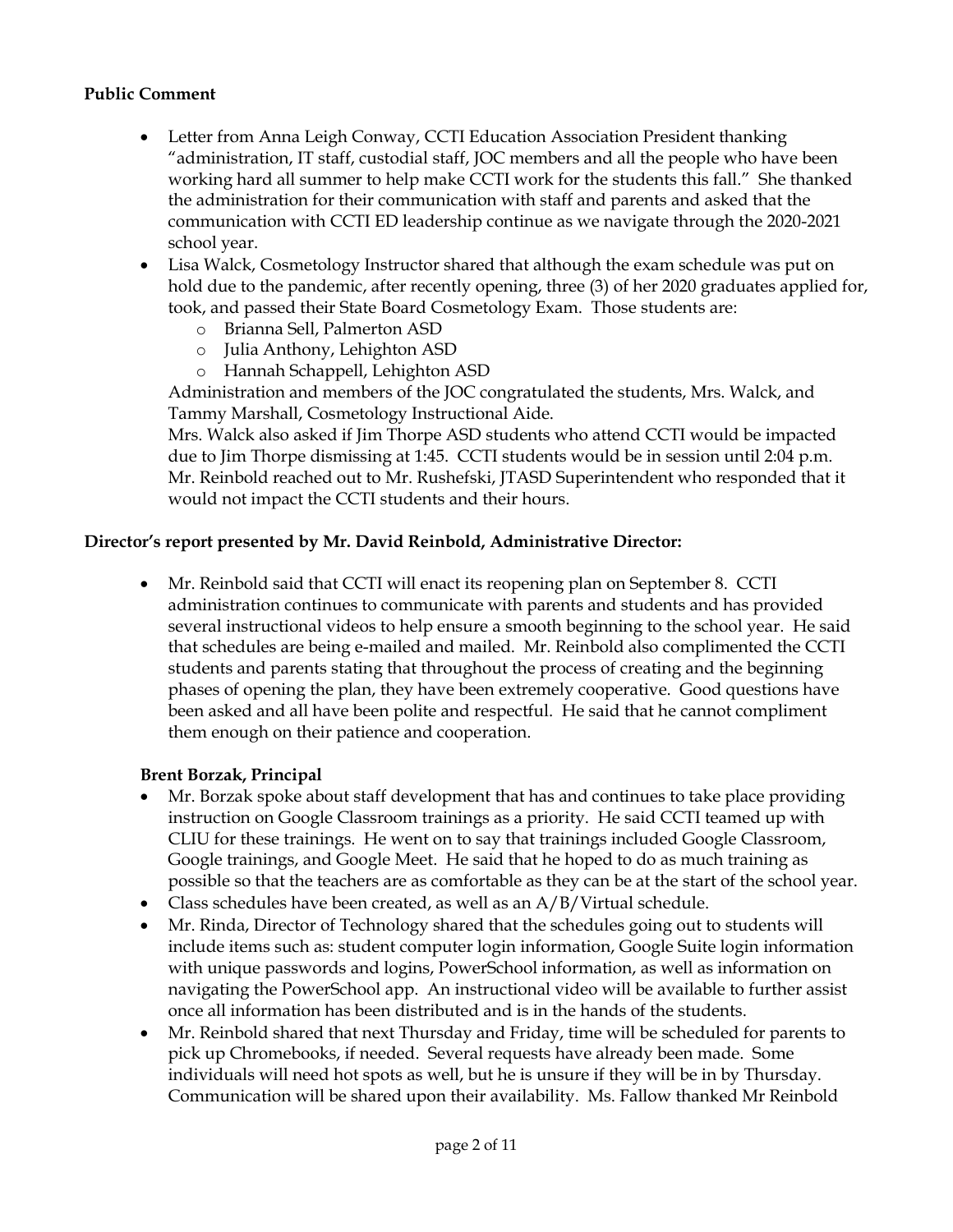**Public Comment**

- Letter from Anna Leigh Conway, CCTI Education Association President thanking "administration, IT staff, custodial staff, JOC members and all the people who have been working hard all summer to help make CCTI work for the students this fall." She thanked the administration for their communication with staff and parents and asked that the communication with CCTI ED leadership continue as we navigate through the 2020-2021 school year.
- Lisa Walck, Cosmetology Instructor shared that although the exam schedule was put on hold due to the pandemic, after recently opening, three (3) of her 2020 graduates applied for, took, and passed their State Board Cosmetology Exam. Those students are:
  - Brianna Sell, Palmerton ASD
  - Julia Anthony, Lehighton ASD
  - Hannah Schappell, Lehighton ASD

  Administration and members of the JOC congratulated the students, Mrs. Walck, and Tammy Marshall, Cosmetology Instructional Aide.

  Mrs. Walck also asked if Jim Thorpe ASD students who attend CCTI would be impacted due to Jim Thorpe dismissing at 1:45. CCTI students would be in session until 2:04 p.m. Mr. Reinbold reached out to Mr. Rushefski, JTASD Superintendent who responded that it would not impact the CCTI students and their hours.

**Director's report presented by Mr. David Reinbold, Administrative Director:**

- Mr. Reinbold said that CCTI will enact its reopening plan on September 8. CCTI administration continues to communicate with parents and students and has provided several instructional videos to help ensure a smooth beginning to the school year. He said that schedules are being e-mailed and mailed. Mr. Reinbold also complimented the CCTI students and parents stating that throughout the process of creating and the beginning phases of opening the plan, they have been extremely cooperative. Good questions have been asked and all have been polite and respectful. He said that he cannot compliment them enough on their patience and cooperation.

**Brent Borzak, Principal**

- Mr. Borzak spoke about staff development that has and continues to take place providing instruction on Google Classroom trainings as a priority. He said CCTI teamed up with CLIU for these trainings. He went on to say that trainings included Google Classroom, Google trainings, and Google Meet. He said that he hoped to do as much training as possible so that the teachers are as comfortable as they can be at the start of the school year.
- Class schedules have been created, as well as an A/B/Virtual schedule.
- Mr. Rinda, Director of Technology shared that the schedules going out to students will include items such as: student computer login information, Google Suite login information with unique passwords and logins, PowerSchool information, as well as information on navigating the PowerSchool app. An instructional video will be available to further assist once all information has been distributed and is in the hands of the students.
- Mr. Reinbold shared that next Thursday and Friday, time will be scheduled for parents to pick up Chromebooks, if needed. Several requests have already been made. Some individuals will need hot spots as well, but he is unsure if they will be in by Thursday. Communication will be shared upon their availability. Ms. Fallow thanked Mr Reinbold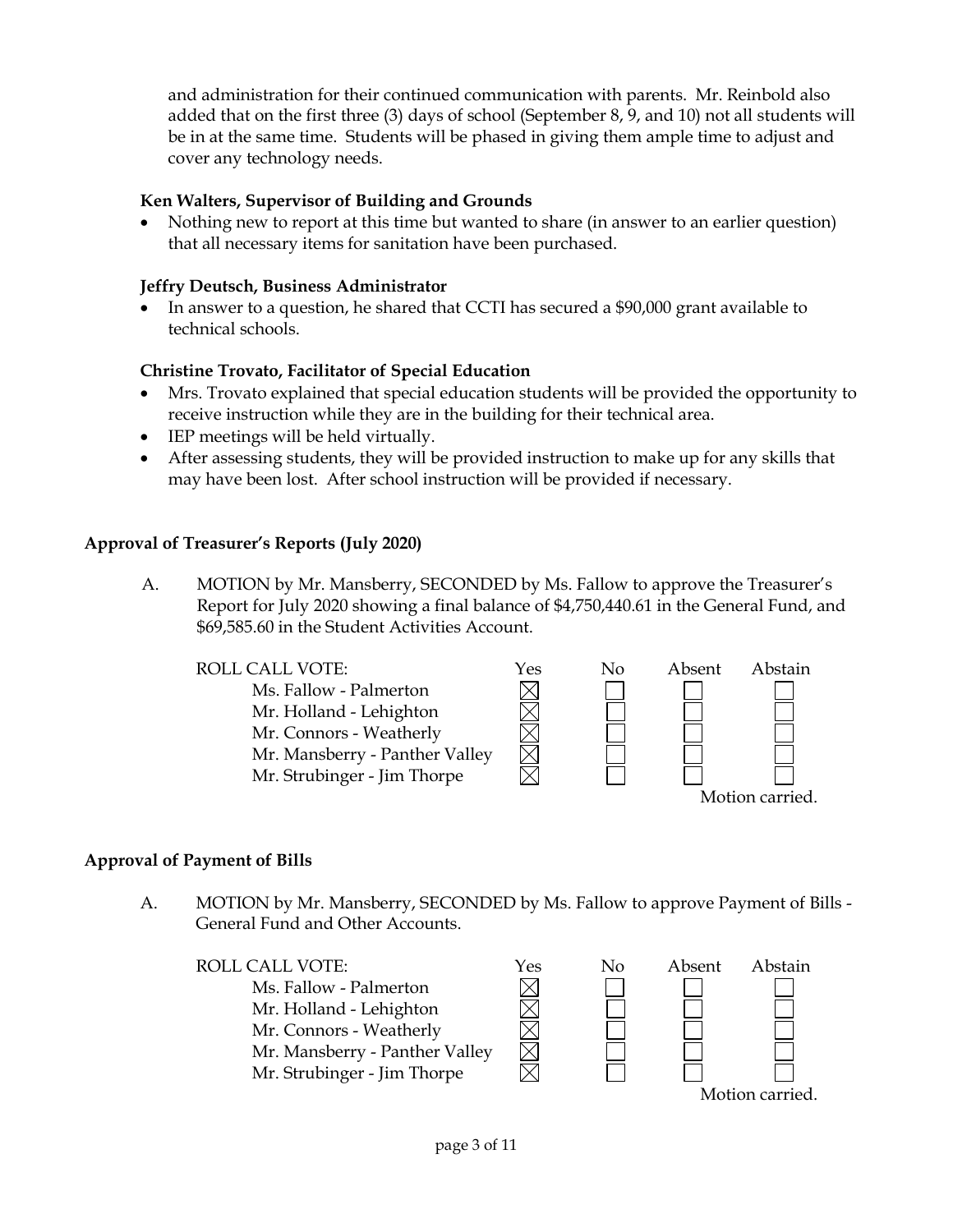and administration for their continued communication with parents. Mr. Reinbold also added that on the first three (3) days of school (September 8, 9, and 10) not all students will be in at the same time. Students will be phased in giving them ample time to adjust and cover any technology needs.

**Ken Walters, Supervisor of Building and Grounds**

- Nothing new to report at this time but wanted to share (in answer to an earlier question) that all necessary items for sanitation have been purchased.

**Jeffry Deutsch, Business Administrator**

- In answer to a question, he shared that CCTI has secured a $90,000 grant available to technical schools.

**Christine Trovato, Facilitator of Special Education**

- Mrs. Trovato explained that special education students will be provided the opportunity to receive instruction while they are in the building for their technical area.
- IEP meetings will be held virtually.
- After assessing students, they will be provided instruction to make up for any skills that may have been lost. After school instruction will be provided if necessary.

**Approval of Treasurer's Reports (July 2020)**

A. MOTION by Mr. Mansberry, SECONDED by Ms. Fallow to approve the Treasurer's Report for July 2020 showing a final balance of $4,750,440.61 in the General Fund, and $69,585.60 in the Student Activities Account.

| ROLL CALL VOTE: | Yes | No | Absent | Abstain |
|---|---|---|---|---|
| Ms. Fallow - Palmerton | ☒ | ☐ | ☐ | ☐ |
| Mr. Holland - Lehighton | ☒ | ☐ | ☐ | ☐ |
| Mr. Connors - Weatherly | ☒ | ☐ | ☐ | ☐ |
| Mr. Mansberry - Panther Valley | ☒ | ☐ | ☐ | ☐ |
| Mr. Strubinger - Jim Thorpe | ☒ | ☐ | ☐ | ☐ |

Motion carried.

**Approval of Payment of Bills**

A. MOTION by Mr. Mansberry, SECONDED by Ms. Fallow to approve Payment of Bills - General Fund and Other Accounts.

| ROLL CALL VOTE: | Yes | No | Absent | Abstain |
|---|---|---|---|---|
| Ms. Fallow - Palmerton | ☒ | ☐ | ☐ | ☐ |
| Mr. Holland - Lehighton | ☒ | ☐ | ☐ | ☐ |
| Mr. Connors - Weatherly | ☒ | ☐ | ☐ | ☐ |
| Mr. Mansberry - Panther Valley | ☒ | ☐ | ☐ | ☐ |
| Mr. Strubinger - Jim Thorpe | ☒ | ☐ | ☐ | ☐ |

Motion carried.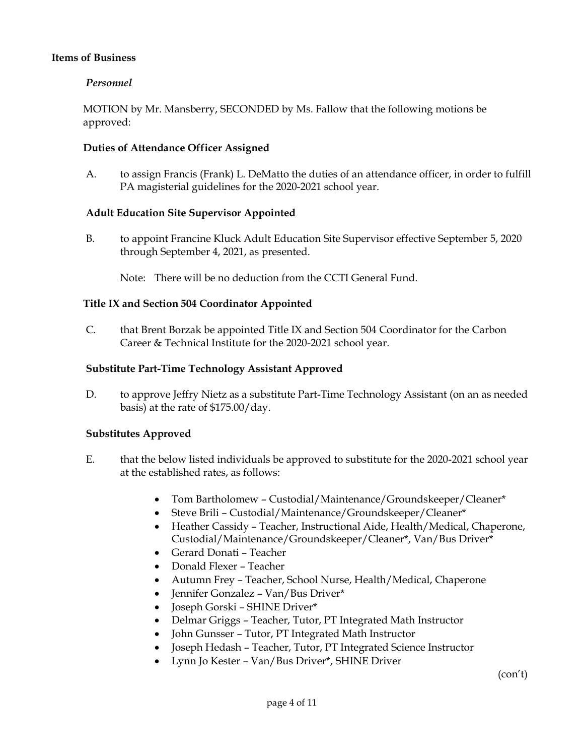**Items of Business**

***Personnel***

MOTION by Mr. Mansberry, SECONDED by Ms. Fallow that the following motions be approved:

**Duties of Attendance Officer Assigned**

A. to assign Francis (Frank) L. DeMatto the duties of an attendance officer, in order to fulfill PA magisterial guidelines for the 2020-2021 school year.

**Adult Education Site Supervisor Appointed**

B. to appoint Francine Kluck Adult Education Site Supervisor effective September 5, 2020 through September 4, 2021, as presented.

Note: There will be no deduction from the CCTI General Fund.

**Title IX and Section 504 Coordinator Appointed**

C. that Brent Borzak be appointed Title IX and Section 504 Coordinator for the Carbon Career & Technical Institute for the 2020-2021 school year.

**Substitute Part-Time Technology Assistant Approved**

D. to approve Jeffry Nietz as a substitute Part-Time Technology Assistant (on an as needed basis) at the rate of $175.00/day.

**Substitutes Approved**

E. that the below listed individuals be approved to substitute for the 2020-2021 school year at the established rates, as follows:

- Tom Bartholomew – Custodial/Maintenance/Groundskeeper/Cleaner*
- Steve Brili – Custodial/Maintenance/Groundskeeper/Cleaner*
- Heather Cassidy – Teacher, Instructional Aide, Health/Medical, Chaperone, Custodial/Maintenance/Groundskeeper/Cleaner*, Van/Bus Driver*
- Gerard Donati – Teacher
- Donald Flexer – Teacher
- Autumn Frey – Teacher, School Nurse, Health/Medical, Chaperone
- Jennifer Gonzalez – Van/Bus Driver*
- Joseph Gorski – SHINE Driver*
- Delmar Griggs – Teacher, Tutor, PT Integrated Math Instructor
- John Gunsser – Tutor, PT Integrated Math Instructor
- Joseph Hedash – Teacher, Tutor, PT Integrated Science Instructor
- Lynn Jo Kester – Van/Bus Driver*, SHINE Driver

(con't)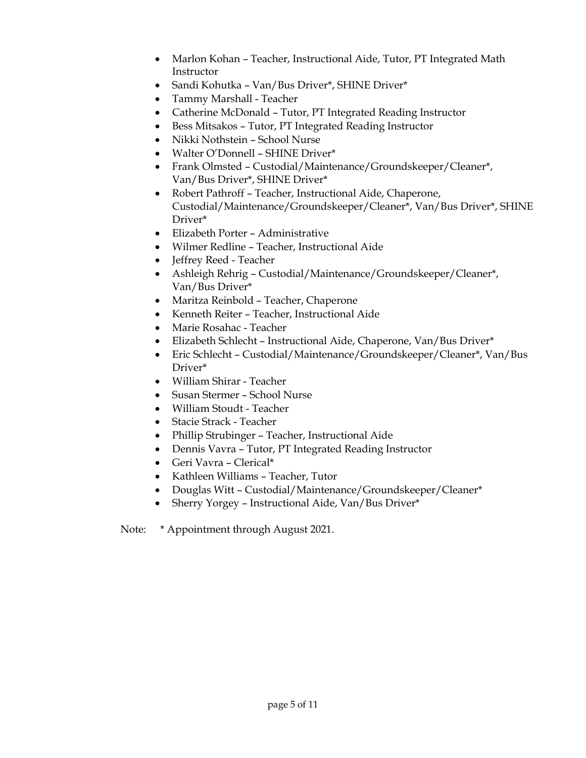- Marlon Kohan – Teacher, Instructional Aide, Tutor, PT Integrated Math Instructor
- Sandi Kohutka – Van/Bus Driver*, SHINE Driver*
- Tammy Marshall - Teacher
- Catherine McDonald – Tutor, PT Integrated Reading Instructor
- Bess Mitsakos – Tutor, PT Integrated Reading Instructor
- Nikki Nothstein – School Nurse
- Walter O'Donnell – SHINE Driver*
- Frank Olmsted – Custodial/Maintenance/Groundskeeper/Cleaner*, Van/Bus Driver*, SHINE Driver*
- Robert Pathroff – Teacher, Instructional Aide, Chaperone, Custodial/Maintenance/Groundskeeper/Cleaner*, Van/Bus Driver*, SHINE Driver*
- Elizabeth Porter – Administrative
- Wilmer Redline – Teacher, Instructional Aide
- Jeffrey Reed - Teacher
- Ashleigh Rehrig – Custodial/Maintenance/Groundskeeper/Cleaner*, Van/Bus Driver*
- Maritza Reinbold – Teacher, Chaperone
- Kenneth Reiter – Teacher, Instructional Aide
- Marie Rosahac - Teacher
- Elizabeth Schlecht – Instructional Aide, Chaperone, Van/Bus Driver*
- Eric Schlecht – Custodial/Maintenance/Groundskeeper/Cleaner*, Van/Bus Driver*
- William Shirar - Teacher
- Susan Stermer – School Nurse
- William Stoudt - Teacher
- Stacie Strack - Teacher
- Phillip Strubinger – Teacher, Instructional Aide
- Dennis Vavra – Tutor, PT Integrated Reading Instructor
- Geri Vavra – Clerical*
- Kathleen Williams – Teacher, Tutor
- Douglas Witt – Custodial/Maintenance/Groundskeeper/Cleaner*
- Sherry Yorgey – Instructional Aide, Van/Bus Driver*

Note: * Appointment through August 2021.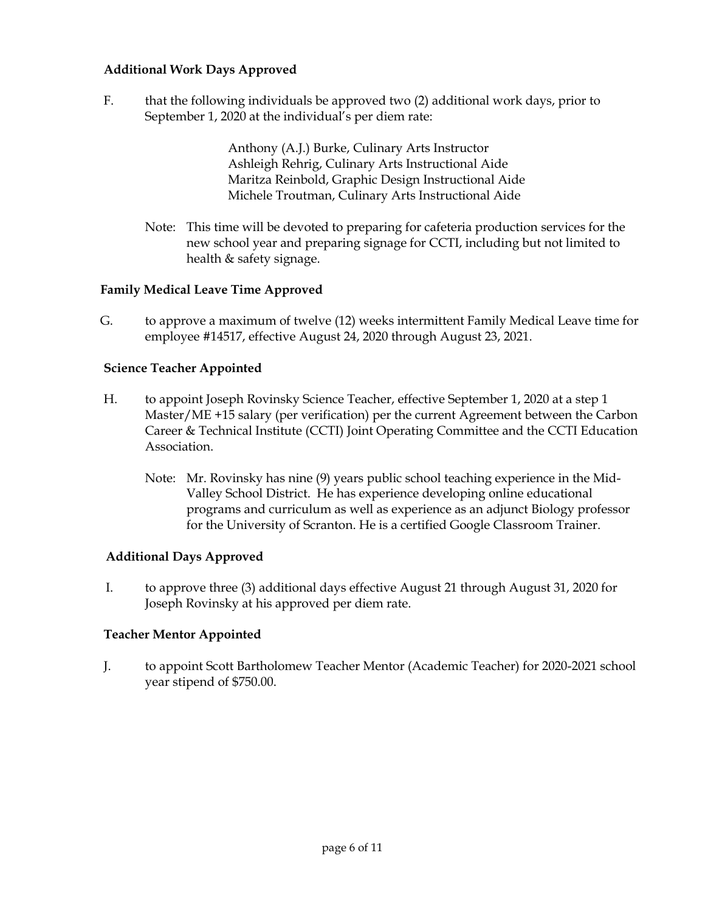**Additional Work Days Approved**

F. that the following individuals be approved two (2) additional work days, prior to September 1, 2020 at the individual's per diem rate:

Anthony (A.J.) Burke, Culinary Arts Instructor
Ashleigh Rehrig, Culinary Arts Instructional Aide
Maritza Reinbold, Graphic Design Instructional Aide
Michele Troutman, Culinary Arts Instructional Aide

Note: This time will be devoted to preparing for cafeteria production services for the new school year and preparing signage for CCTI, including but not limited to health & safety signage.

**Family Medical Leave Time Approved**

G. to approve a maximum of twelve (12) weeks intermittent Family Medical Leave time for employee #14517, effective August 24, 2020 through August 23, 2021.

**Science Teacher Appointed**

H. to appoint Joseph Rovinsky Science Teacher, effective September 1, 2020 at a step 1 Master/ME +15 salary (per verification) per the current Agreement between the Carbon Career & Technical Institute (CCTI) Joint Operating Committee and the CCTI Education Association.

Note: Mr. Rovinsky has nine (9) years public school teaching experience in the Mid-Valley School District. He has experience developing online educational programs and curriculum as well as experience as an adjunct Biology professor for the University of Scranton. He is a certified Google Classroom Trainer.

**Additional Days Approved**

I. to approve three (3) additional days effective August 21 through August 31, 2020 for Joseph Rovinsky at his approved per diem rate.

**Teacher Mentor Appointed**

J. to appoint Scott Bartholomew Teacher Mentor (Academic Teacher) for 2020-2021 school year stipend of $750.00.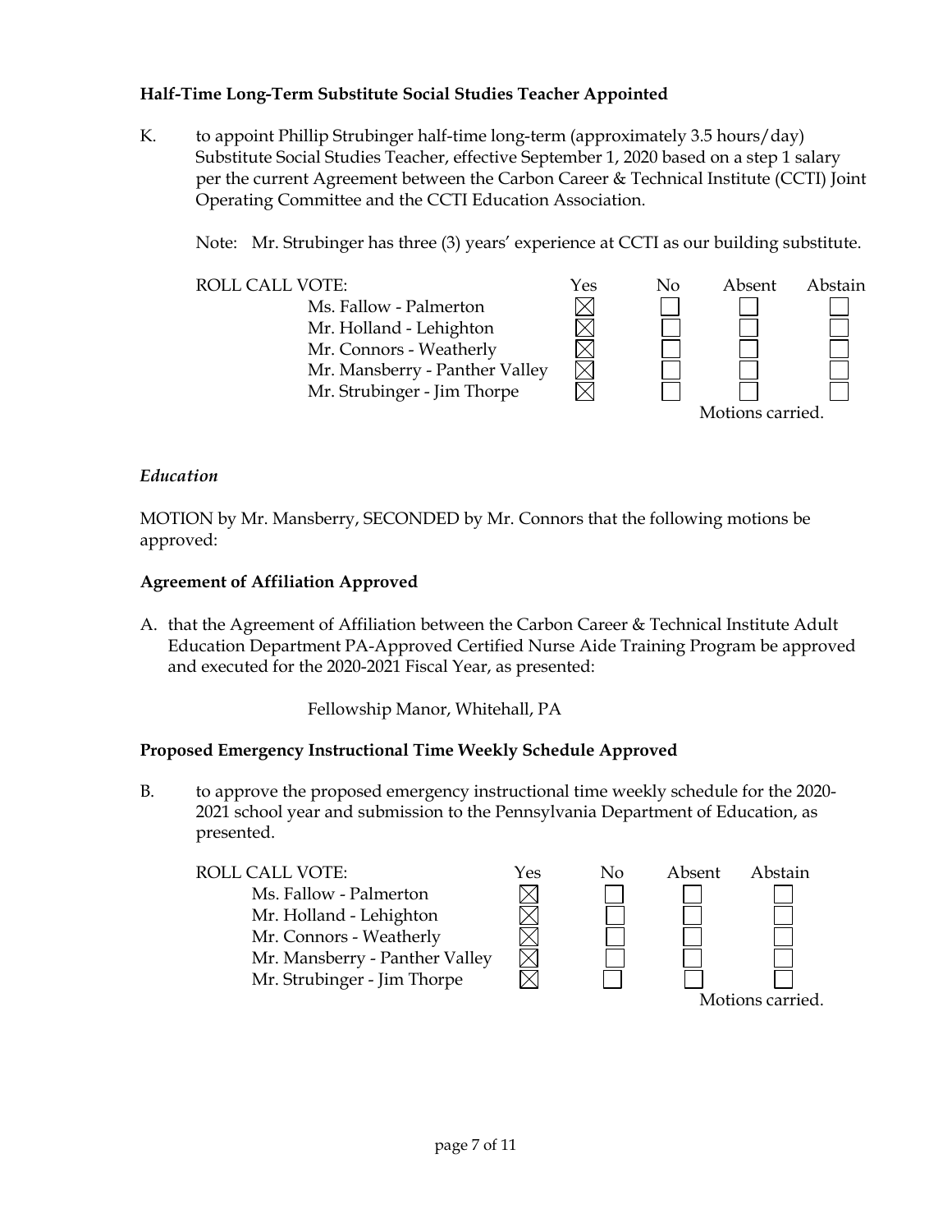**Half-Time Long-Term Substitute Social Studies Teacher Appointed**

K. to appoint Phillip Strubinger half-time long-term (approximately 3.5 hours/day) Substitute Social Studies Teacher, effective September 1, 2020 based on a step 1 salary per the current Agreement between the Carbon Career & Technical Institute (CCTI) Joint Operating Committee and the CCTI Education Association.

Note: Mr. Strubinger has three (3) years' experience at CCTI as our building substitute.

| ROLL CALL VOTE: | Yes | No | Absent | Abstain |
|---|---|---|---|---|
| Ms. Fallow - Palmerton | ☒ | ☐ | ☐ | ☐ |
| Mr. Holland - Lehighton | ☒ | ☐ | ☐ | ☐ |
| Mr. Connors - Weatherly | ☒ | ☐ | ☐ | ☐ |
| Mr. Mansberry - Panther Valley | ☒ | ☐ | ☐ | ☐ |
| Mr. Strubinger - Jim Thorpe | ☒ | ☐ | ☐ | ☐ |

Motions carried.

*Education*

MOTION by Mr. Mansberry, SECONDED by Mr. Connors that the following motions be approved:

**Agreement of Affiliation Approved**

A. that the Agreement of Affiliation between the Carbon Career & Technical Institute Adult Education Department PA-Approved Certified Nurse Aide Training Program be approved and executed for the 2020-2021 Fiscal Year, as presented:

Fellowship Manor, Whitehall, PA

**Proposed Emergency Instructional Time Weekly Schedule Approved**

B. to approve the proposed emergency instructional time weekly schedule for the 2020-2021 school year and submission to the Pennsylvania Department of Education, as presented.

| ROLL CALL VOTE: | Yes | No | Absent | Abstain |
|---|---|---|---|---|
| Ms. Fallow - Palmerton | ☒ | ☐ | ☐ | ☐ |
| Mr. Holland - Lehighton | ☒ | ☐ | ☐ | ☐ |
| Mr. Connors - Weatherly | ☒ | ☐ | ☐ | ☐ |
| Mr. Mansberry - Panther Valley | ☒ | ☐ | ☐ | ☐ |
| Mr. Strubinger - Jim Thorpe | ☒ | ☐ | ☐ | ☐ |

Motions carried.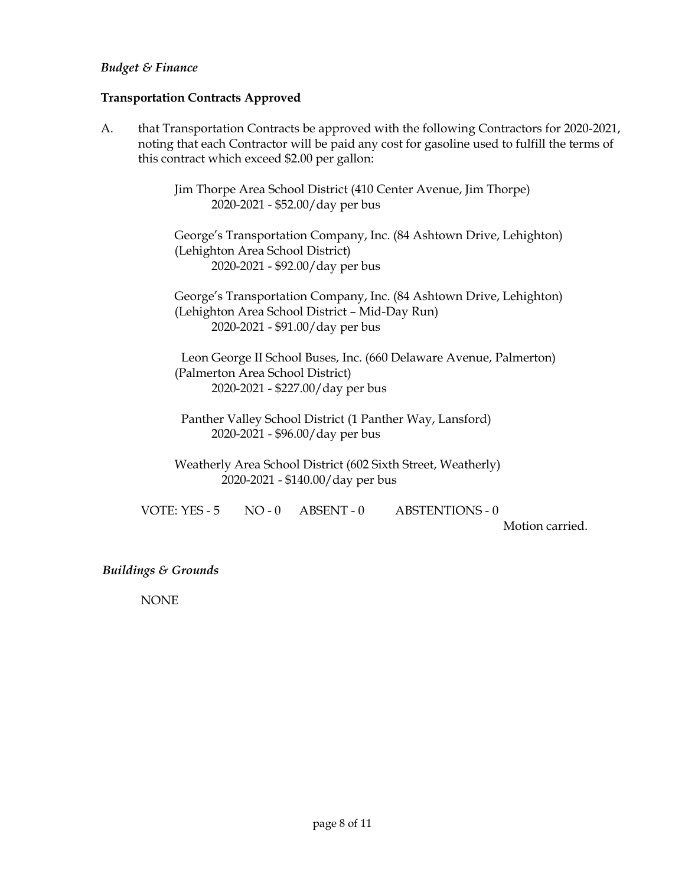*Budget & Finance*

**Transportation Contracts Approved**

A. that Transportation Contracts be approved with the following Contractors for 2020-2021, noting that each Contractor will be paid any cost for gasoline used to fulfill the terms of this contract which exceed $2.00 per gallon:

Jim Thorpe Area School District (410 Center Avenue, Jim Thorpe)
2020-2021 - $52.00/day per bus

George's Transportation Company, Inc. (84 Ashtown Drive, Lehighton)
(Lehighton Area School District)
2020-2021 - $92.00/day per bus

George's Transportation Company, Inc. (84 Ashtown Drive, Lehighton)
(Lehighton Area School District – Mid-Day Run)
2020-2021 - $91.00/day per bus

Leon George II School Buses, Inc. (660 Delaware Avenue, Palmerton)
(Palmerton Area School District)
2020-2021 - $227.00/day per bus

Panther Valley School District (1 Panther Way, Lansford)
2020-2021 - $96.00/day per bus

Weatherly Area School District (602 Sixth Street, Weatherly)
2020-2021 - $140.00/day per bus

VOTE: YES - 5 NO - 0 ABSENT - 0 ABSTENTIONS - 0

Motion carried.

*Buildings & Grounds*

NONE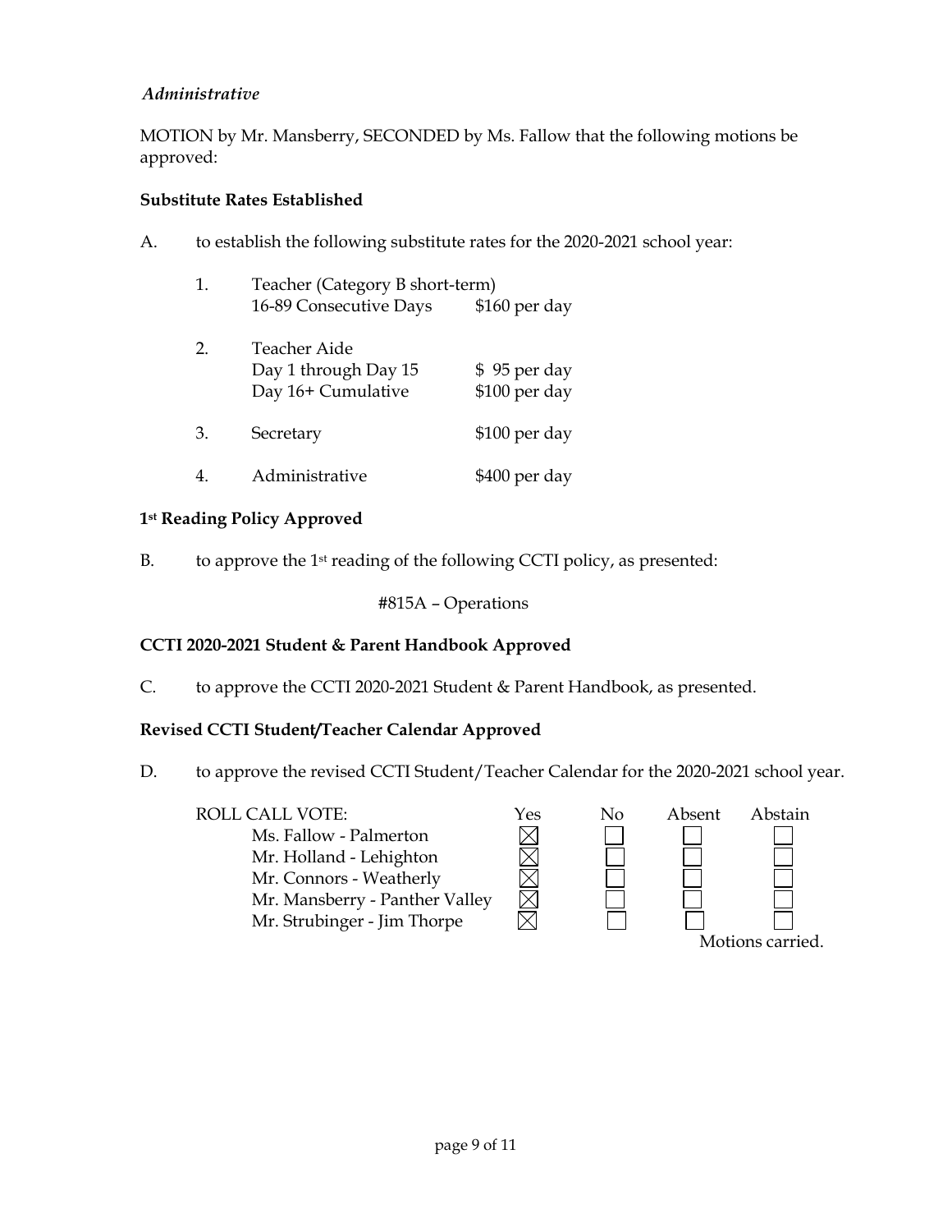*Administrative*

MOTION by Mr. Mansberry, SECONDED by Ms. Fallow that the following motions be approved:

**Substitute Rates Established**

A. to establish the following substitute rates for the 2020-2021 school year:

| | | |
|---|---|---|
| 1. | Teacher (Category B short-term) 16-89 Consecutive Days | $160 per day |
| 2. | Teacher Aide | |
| | Day 1 through Day 15 | $ 95 per day |
| | Day 16+ Cumulative | $100 per day |
| 3. | Secretary | $100 per day |
| 4. | Administrative | $400 per day |

**1st Reading Policy Approved**

B. to approve the 1st reading of the following CCTI policy, as presented:

#815A – Operations

**CCTI 2020-2021 Student & Parent Handbook Approved**

C. to approve the CCTI 2020-2021 Student & Parent Handbook, as presented.

**Revised CCTI Student/Teacher Calendar Approved**

D. to approve the revised CCTI Student/Teacher Calendar for the 2020-2021 school year.

| ROLL CALL VOTE: | Yes | No | Absent | Abstain |
|---|---|---|---|---|
| Ms. Fallow - Palmerton | ☒ | ☐ | ☐ | ☐ |
| Mr. Holland - Lehighton | ☒ | ☐ | ☐ | ☐ |
| Mr. Connors - Weatherly | ☒ | ☐ | ☐ | ☐ |
| Mr. Mansberry - Panther Valley | ☒ | ☐ | ☐ | ☐ |
| Mr. Strubinger - Jim Thorpe | ☒ | ☐ | ☐ | ☐ |

Motions carried.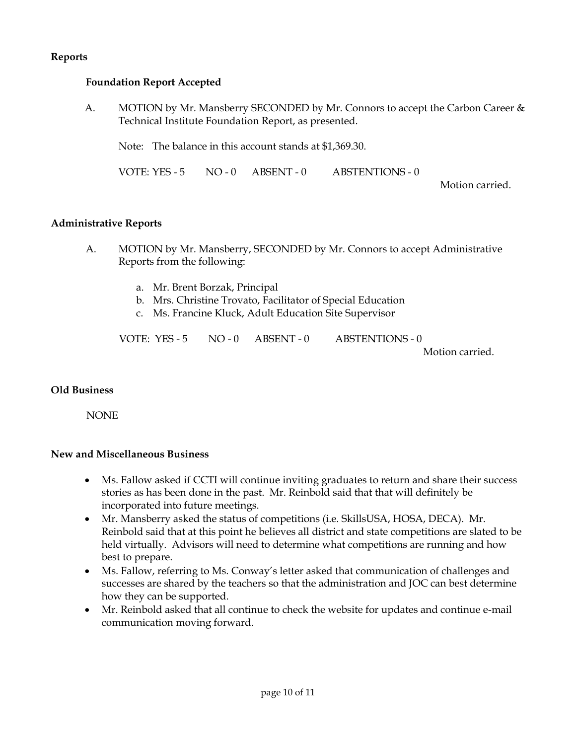**Reports**

**Foundation Report Accepted**

A. MOTION by Mr. Mansberry SECONDED by Mr. Connors to accept the Carbon Career & Technical Institute Foundation Report, as presented.

Note: The balance in this account stands at $1,369.30.

VOTE: YES - 5 NO - 0 ABSENT - 0 ABSTENTIONS - 0

Motion carried.

**Administrative Reports**

A. MOTION by Mr. Mansberry, SECONDED by Mr. Connors to accept Administrative Reports from the following:

a. Mr. Brent Borzak, Principal
b. Mrs. Christine Trovato, Facilitator of Special Education
c. Ms. Francine Kluck, Adult Education Site Supervisor

VOTE: YES - 5 NO - 0 ABSENT - 0 ABSTENTIONS - 0

Motion carried.

**Old Business**

NONE

**New and Miscellaneous Business**

- Ms. Fallow asked if CCTI will continue inviting graduates to return and share their success stories as has been done in the past. Mr. Reinbold said that that will definitely be incorporated into future meetings.
- Mr. Mansberry asked the status of competitions (i.e. SkillsUSA, HOSA, DECA). Mr. Reinbold said that at this point he believes all district and state competitions are slated to be held virtually. Advisors will need to determine what competitions are running and how best to prepare.
- Ms. Fallow, referring to Ms. Conway's letter asked that communication of challenges and successes are shared by the teachers so that the administration and JOC can best determine how they can be supported.
- Mr. Reinbold asked that all continue to check the website for updates and continue e-mail communication moving forward.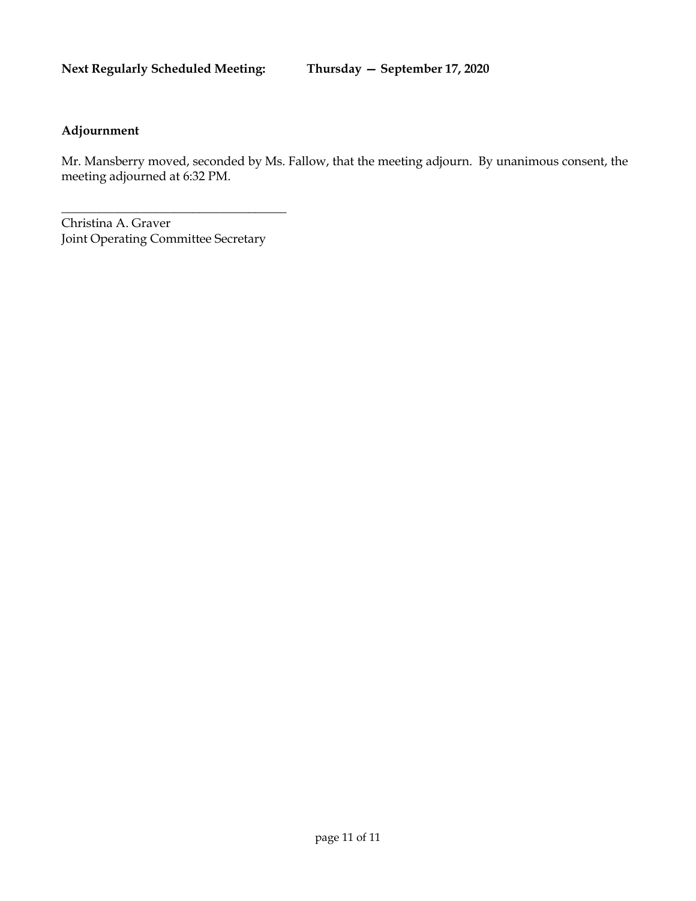**Next Regularly Scheduled Meeting:** **Thursday — September 17, 2020**

**Adjournment**

Mr. Mansberry moved, seconded by Ms. Fallow, that the meeting adjourn. By unanimous consent, the meeting adjourned at 6:32 PM.

___________________________________

Christina A. Graver
Joint Operating Committee Secretary